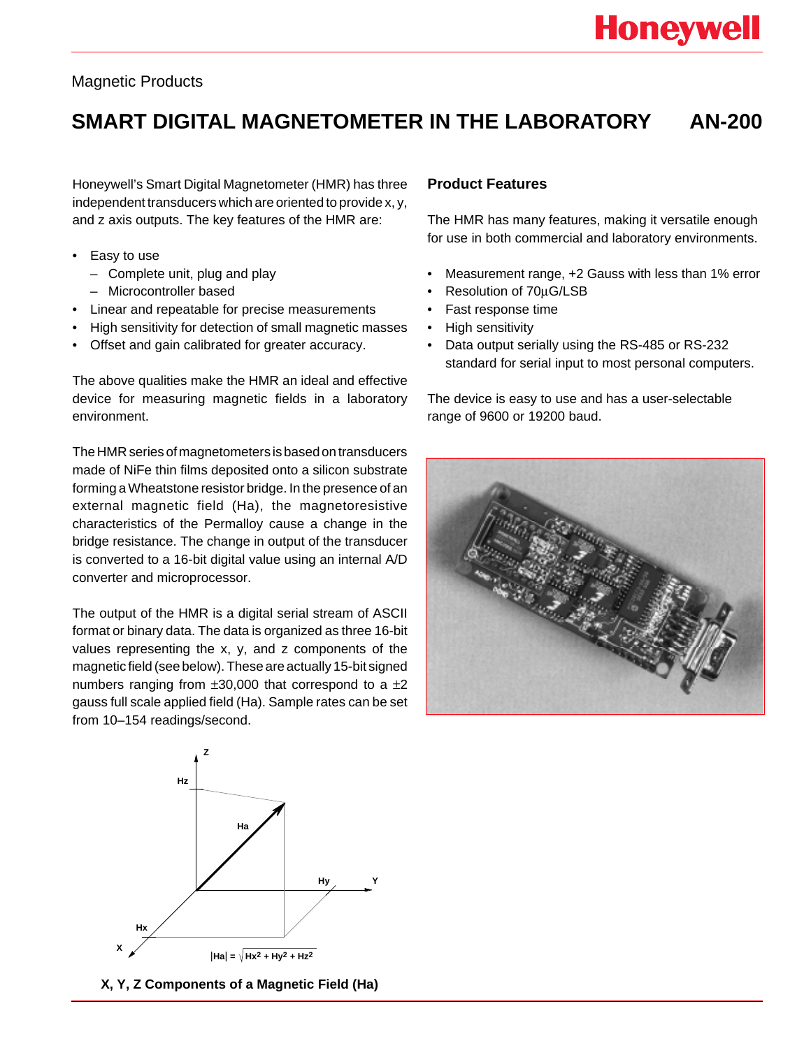Magnetic Products

# SMART DIGITAL MAGNETOMETER IN THE LABORATORY AN-200

Honeywell's Smart Digital Magnetometer (HMR) has three independent transducers which are oriented to provide x, y, and z axis outputs. The key features of the HMR are:

- Easy to use
  - Complete unit, plug and play
  - Microcontroller based
- Linear and repeatable for precise measurements
- High sensitivity for detection of small magnetic masses
- Offset and gain calibrated for greater accuracy.

The above qualities make the HMR an ideal and effective device for measuring magnetic fields in a laboratory environment.

The HMR series of magnetometers is based on transducers made of NiFe thin films deposited onto a silicon substrate forming a Wheatstone resistor bridge. In the presence of an external magnetic field (Ha), the magnetoresistive characteristics of the Permalloy cause a change in the bridge resistance. The change in output of the transducer is converted to a 16-bit digital value using an internal A/D converter and microprocessor.

The output of the HMR is a digital serial stream of ASCII format or binary data. The data is organized as three 16-bit values representing the x, y, and z components of the magnetic field (see below). These are actually 15-bit signed numbers ranging from ±30,000 that correspond to a ±2 gauss full scale applied field (Ha). Sample rates can be set from 10–154 readings/second.

$$|Ha| = \sqrt{Hx^2 + Hy^2 + Hz^2}$$

**X, Y, Z Components of a Magnetic Field (Ha)**

## Product Features

The HMR has many features, making it versatile enough for use in both commercial and laboratory environments.

- Measurement range, +2 Gauss with less than 1% error
- Resolution of 70µG/LSB
- Fast response time
- High sensitivity
- Data output serially using the RS-485 or RS-232 standard for serial input to most personal computers.

The device is easy to use and has a user-selectable range of 9600 or 19200 baud.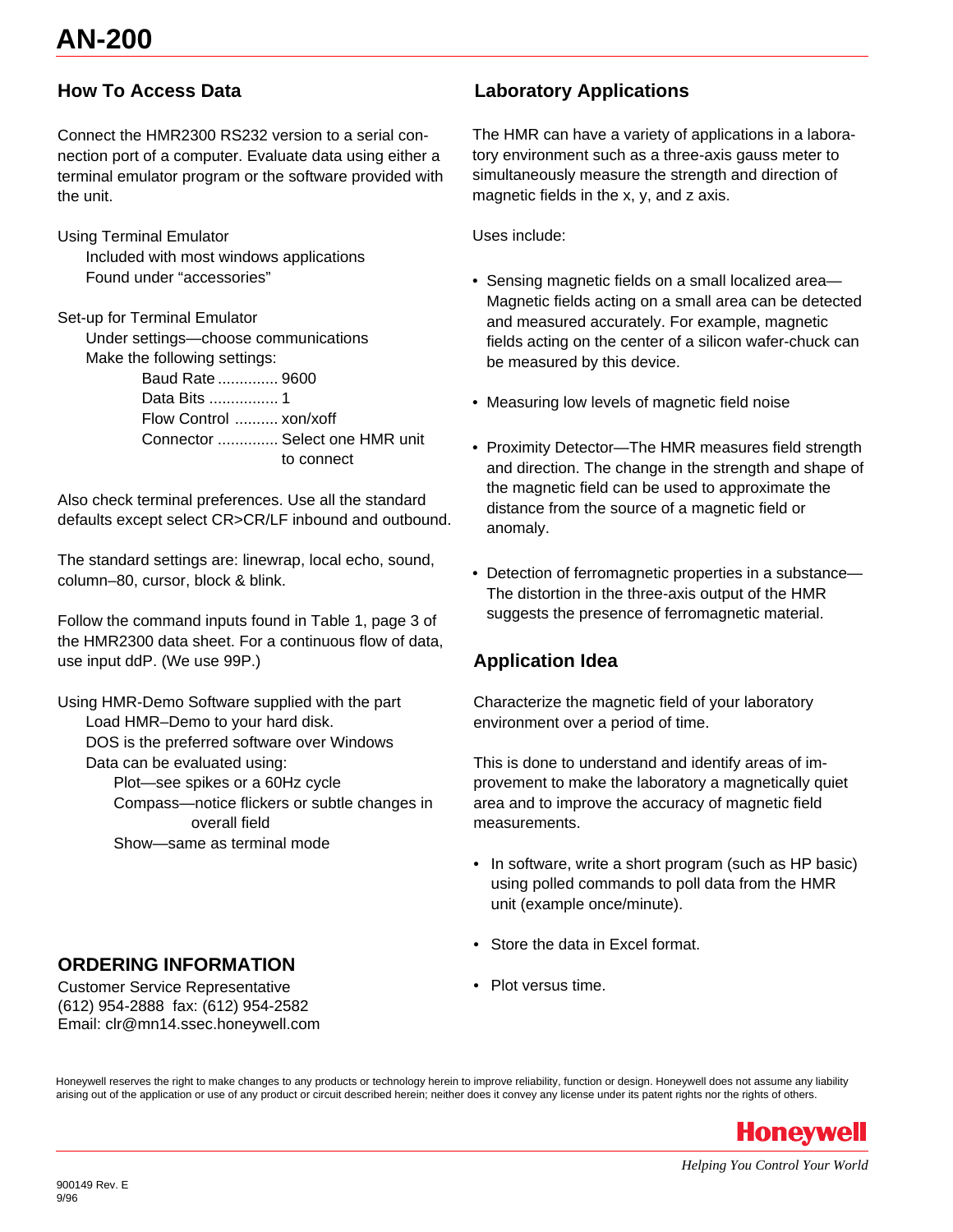## How To Access Data

Connect the HMR2300 RS232 version to a serial connection port of a computer. Evaluate data using either a terminal emulator program or the software provided with the unit.

Using Terminal Emulator
- Included with most windows applications
- Found under "accessories"

Set-up for Terminal Emulator
- Under settings—choose communications
- Make the following settings:
  - Baud Rate .............. 9600
  - Data Bits ................ 1
  - Flow Control .......... xon/xoff
  - Connector .............. Select one HMR unit to connect

Also check terminal preferences. Use all the standard defaults except select CR>CR/LF inbound and outbound.

The standard settings are: linewrap, local echo, sound, column–80, cursor, block & blink.

Follow the command inputs found in Table 1, page 3 of the HMR2300 data sheet. For a continuous flow of data, use input ddP. (We use 99P.)

Using HMR-Demo Software supplied with the part
- Load HMR–Demo to your hard disk.
- DOS is the preferred software over Windows
- Data can be evaluated using:
  - Plot—see spikes or a 60Hz cycle
  - Compass—notice flickers or subtle changes in overall field
  - Show—same as terminal mode

## ORDERING INFORMATION

Customer Service Representative
(612) 954-2888 fax: (612) 954-2582
Email: clr@mn14.ssec.honeywell.com

## Laboratory Applications

The HMR can have a variety of applications in a laboratory environment such as a three-axis gauss meter to simultaneously measure the strength and direction of magnetic fields in the x, y, and z axis.

Uses include:

- Sensing magnetic fields on a small localized area—Magnetic fields acting on a small area can be detected and measured accurately. For example, magnetic fields acting on the center of a silicon wafer-chuck can be measured by this device.
- Measuring low levels of magnetic field noise
- Proximity Detector—The HMR measures field strength and direction. The change in the strength and shape of the magnetic field can be used to approximate the distance from the source of a magnetic field or anomaly.
- Detection of ferromagnetic properties in a substance—The distortion in the three-axis output of the HMR suggests the presence of ferromagnetic material.

## Application Idea

Characterize the magnetic field of your laboratory environment over a period of time.

This is done to understand and identify areas of improvement to make the laboratory a magnetically quiet area and to improve the accuracy of magnetic field measurements.

- In software, write a short program (such as HP basic) using polled commands to poll data from the HMR unit (example once/minute).
- Store the data in Excel format.
- Plot versus time.

Honeywell reserves the right to make changes to any products or technology herein to improve reliability, function or design. Honeywell does not assume any liability arising out of the application or use of any product or circuit described herein; neither does it convey any license under its patent rights nor the rights of others.

**Honeywell**

*Helping You Control Your World*

900149 Rev. E
9/96